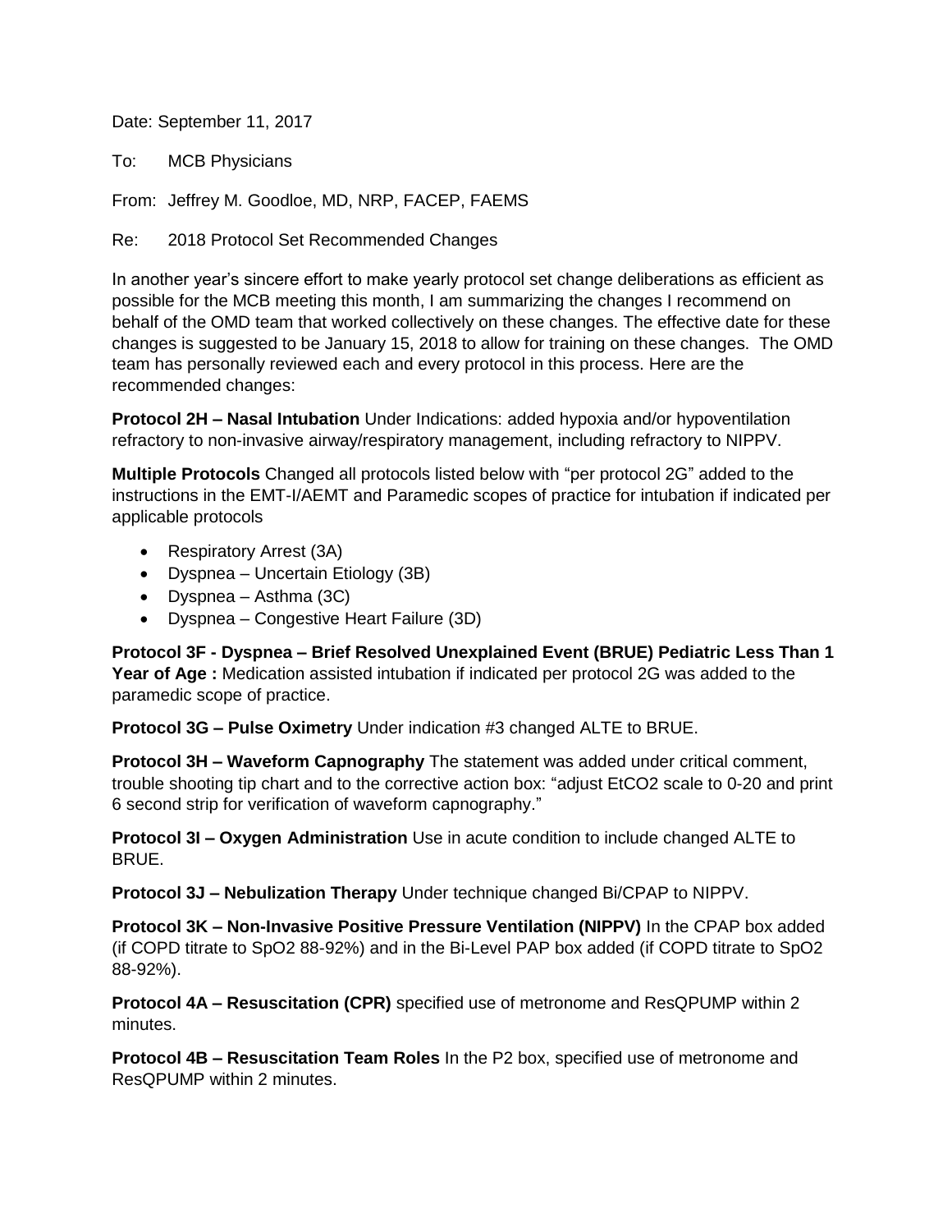Date: September 11, 2017

To: MCB Physicians

From: Jeffrey M. Goodloe, MD, NRP, FACEP, FAEMS

Re: 2018 Protocol Set Recommended Changes

In another year's sincere effort to make yearly protocol set change deliberations as efficient as possible for the MCB meeting this month, I am summarizing the changes I recommend on behalf of the OMD team that worked collectively on these changes. The effective date for these changes is suggested to be January 15, 2018 to allow for training on these changes. The OMD team has personally reviewed each and every protocol in this process. Here are the recommended changes:

**Protocol 2H – Nasal Intubation** Under Indications: added hypoxia and/or hypoventilation refractory to non-invasive airway/respiratory management, including refractory to NIPPV.

**Multiple Protocols** Changed all protocols listed below with "per protocol 2G" added to the instructions in the EMT-I/AEMT and Paramedic scopes of practice for intubation if indicated per applicable protocols

- Respiratory Arrest (3A)
- Dyspnea – Uncertain Etiology (3B)
- Dyspnea – Asthma (3C)
- Dyspnea – Congestive Heart Failure (3D)

**Protocol 3F - Dyspnea – Brief Resolved Unexplained Event (BRUE) Pediatric Less Than 1 Year of Age :** Medication assisted intubation if indicated per protocol 2G was added to the paramedic scope of practice.

**Protocol 3G – Pulse Oximetry** Under indication #3 changed ALTE to BRUE.

**Protocol 3H – Waveform Capnography** The statement was added under critical comment, trouble shooting tip chart and to the corrective action box: "adjust EtCO2 scale to 0-20 and print 6 second strip for verification of waveform capnography."

**Protocol 3I – Oxygen Administration** Use in acute condition to include changed ALTE to BRUE.

**Protocol 3J – Nebulization Therapy** Under technique changed Bi/CPAP to NIPPV.

**Protocol 3K – Non-Invasive Positive Pressure Ventilation (NIPPV)** In the CPAP box added (if COPD titrate to SpO2 88-92%) and in the Bi-Level PAP box added (if COPD titrate to SpO2 88-92%).

**Protocol 4A – Resuscitation (CPR)** specified use of metronome and ResQPUMP within 2 minutes.

**Protocol 4B – Resuscitation Team Roles** In the P2 box, specified use of metronome and ResQPUMP within 2 minutes.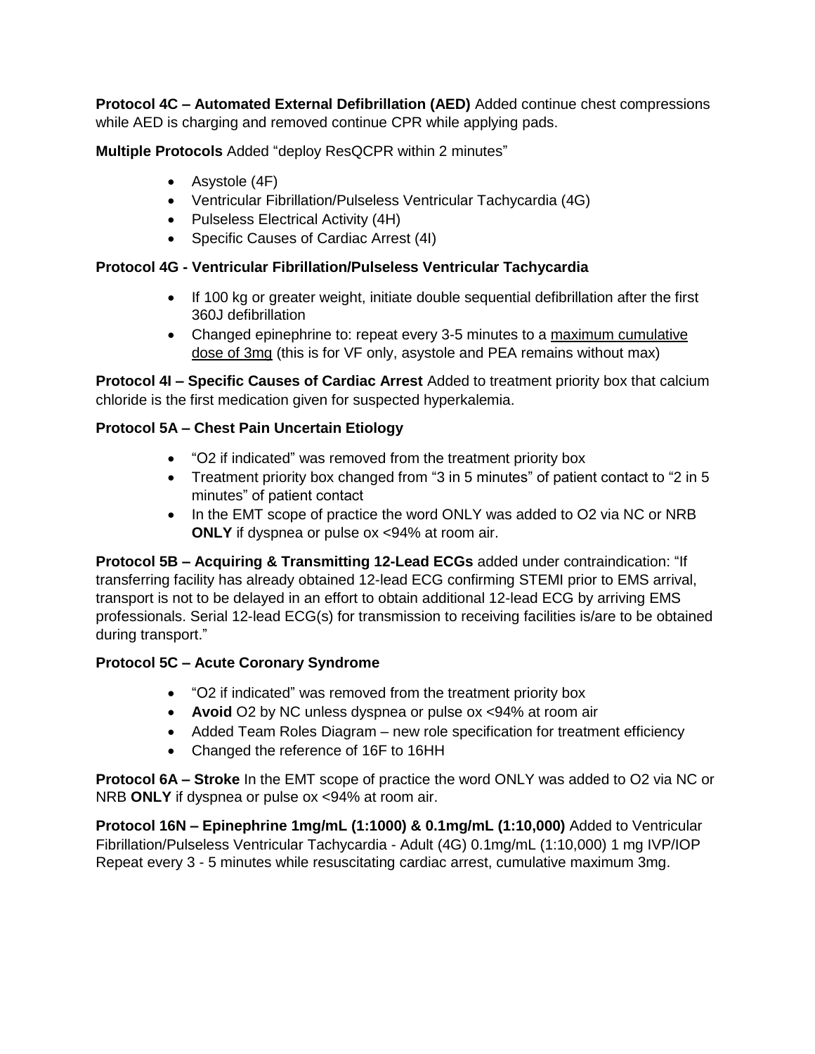**Protocol 4C – Automated External Defibrillation (AED)** Added continue chest compressions while AED is charging and removed continue CPR while applying pads.

**Multiple Protocols** Added "deploy ResQCPR within 2 minutes"

- Asystole (4F)
- Ventricular Fibrillation/Pulseless Ventricular Tachycardia (4G)
- Pulseless Electrical Activity (4H)
- Specific Causes of Cardiac Arrest (4I)

**Protocol 4G - Ventricular Fibrillation/Pulseless Ventricular Tachycardia**

- If 100 kg or greater weight, initiate double sequential defibrillation after the first 360J defibrillation
- Changed epinephrine to: repeat every 3-5 minutes to a <u>maximum cumulative dose of 3mg</u> (this is for VF only, asystole and PEA remains without max)

**Protocol 4I – Specific Causes of Cardiac Arrest** Added to treatment priority box that calcium chloride is the first medication given for suspected hyperkalemia.

**Protocol 5A – Chest Pain Uncertain Etiology**

- "O2 if indicated" was removed from the treatment priority box
- Treatment priority box changed from "3 in 5 minutes" of patient contact to "2 in 5 minutes" of patient contact
- In the EMT scope of practice the word ONLY was added to O2 via NC or NRB **ONLY** if dyspnea or pulse ox <94% at room air.

**Protocol 5B – Acquiring & Transmitting 12-Lead ECGs** added under contraindication: "If transferring facility has already obtained 12-lead ECG confirming STEMI prior to EMS arrival, transport is not to be delayed in an effort to obtain additional 12-lead ECG by arriving EMS professionals. Serial 12-lead ECG(s) for transmission to receiving facilities is/are to be obtained during transport."

**Protocol 5C – Acute Coronary Syndrome**

- "O2 if indicated" was removed from the treatment priority box
- **Avoid** O2 by NC unless dyspnea or pulse ox <94% at room air
- Added Team Roles Diagram – new role specification for treatment efficiency
- Changed the reference of 16F to 16HH

**Protocol 6A – Stroke** In the EMT scope of practice the word ONLY was added to O2 via NC or NRB **ONLY** if dyspnea or pulse ox <94% at room air.

**Protocol 16N – Epinephrine 1mg/mL (1:1000) & 0.1mg/mL (1:10,000)** Added to Ventricular Fibrillation/Pulseless Ventricular Tachycardia - Adult (4G) 0.1mg/mL (1:10,000) 1 mg IVP/IOP Repeat every 3 - 5 minutes while resuscitating cardiac arrest, cumulative maximum 3mg.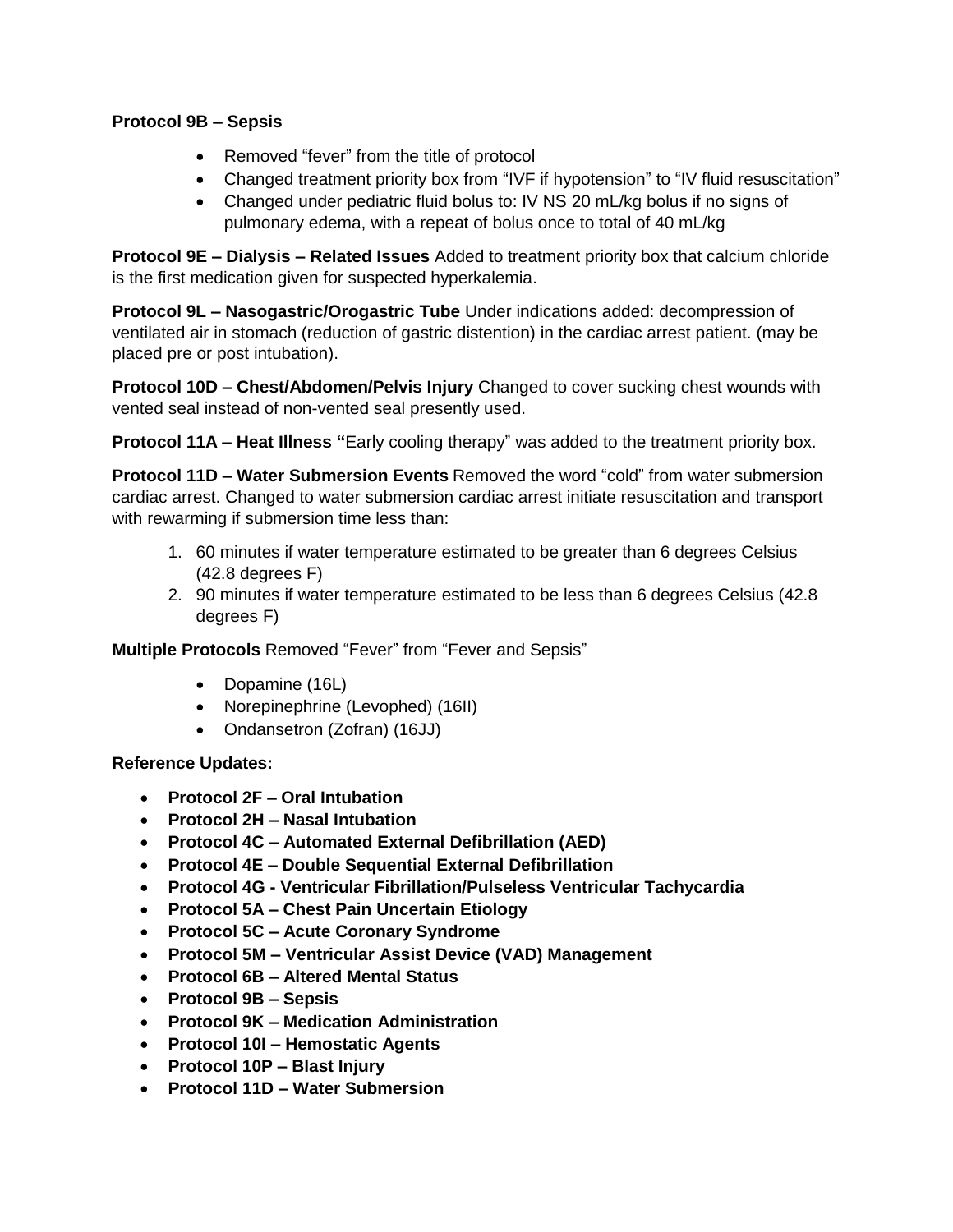**Protocol 9B – Sepsis**

- Removed “fever” from the title of protocol
- Changed treatment priority box from “IVF if hypotension” to “IV fluid resuscitation”
- Changed under pediatric fluid bolus to: IV NS 20 mL/kg bolus if no signs of pulmonary edema, with a repeat of bolus once to total of 40 mL/kg

**Protocol 9E – Dialysis – Related Issues** Added to treatment priority box that calcium chloride is the first medication given for suspected hyperkalemia.

**Protocol 9L – Nasogastric/Orogastric Tube** Under indications added: decompression of ventilated air in stomach (reduction of gastric distention) in the cardiac arrest patient. (may be placed pre or post intubation).

**Protocol 10D – Chest/Abdomen/Pelvis Injury** Changed to cover sucking chest wounds with vented seal instead of non-vented seal presently used.

**Protocol 11A – Heat Illness “**Early cooling therapy” was added to the treatment priority box.

**Protocol 11D – Water Submersion Events** Removed the word “cold” from water submersion cardiac arrest. Changed to water submersion cardiac arrest initiate resuscitation and transport with rewarming if submersion time less than:

1. 60 minutes if water temperature estimated to be greater than 6 degrees Celsius (42.8 degrees F)
2. 90 minutes if water temperature estimated to be less than 6 degrees Celsius (42.8 degrees F)

**Multiple Protocols** Removed “Fever” from “Fever and Sepsis”

- Dopamine (16L)
- Norepinephrine (Levophed) (16II)
- Ondansetron (Zofran) (16JJ)

**Reference Updates:**

- **Protocol 2F – Oral Intubation**
- **Protocol 2H – Nasal Intubation**
- **Protocol 4C – Automated External Defibrillation (AED)**
- **Protocol 4E – Double Sequential External Defibrillation**
- **Protocol 4G - Ventricular Fibrillation/Pulseless Ventricular Tachycardia**
- **Protocol 5A – Chest Pain Uncertain Etiology**
- **Protocol 5C – Acute Coronary Syndrome**
- **Protocol 5M – Ventricular Assist Device (VAD) Management**
- **Protocol 6B – Altered Mental Status**
- **Protocol 9B – Sepsis**
- **Protocol 9K – Medication Administration**
- **Protocol 10I – Hemostatic Agents**
- **Protocol 10P – Blast Injury**
- **Protocol 11D – Water Submersion**